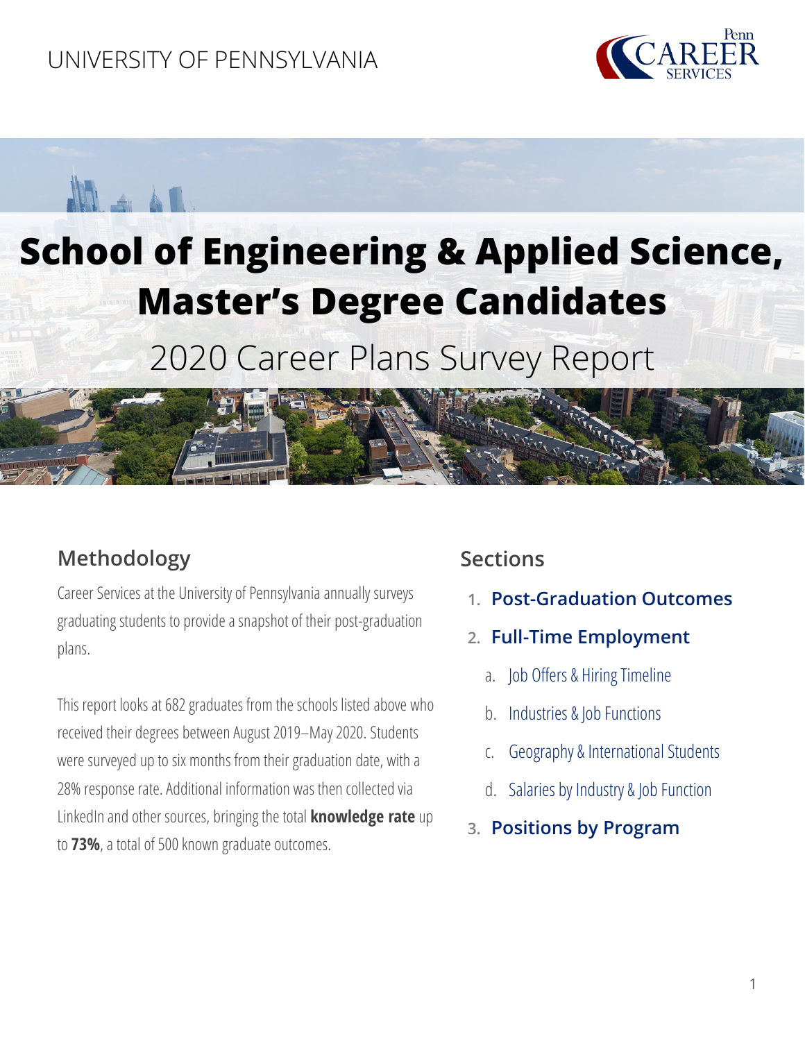UNIVERSITY OF PENNSYLVANIA

Penn CAREER SERVICES

# School of Engineering & Applied Science, Master's Degree Candidates

## 2020 Career Plans Survey Report

## Methodology

Career Services at the University of Pennsylvania annually surveys graduating students to provide a snapshot of their post-graduation plans.

This report looks at 682 graduates from the schools listed above who received their degrees between August 2019–May 2020. Students were surveyed up to six months from their graduation date, with a 28% response rate. Additional information was then collected via LinkedIn and other sources, bringing the total **knowledge rate** up to **73%**, a total of 500 known graduate outcomes.

## Sections

1. **Post-Graduation Outcomes**
2. **Full-Time Employment**
   a. Job Offers & Hiring Timeline
   b. Industries & Job Functions
   c. Geography & International Students
   d. Salaries by Industry & Job Function
3. **Positions by Program**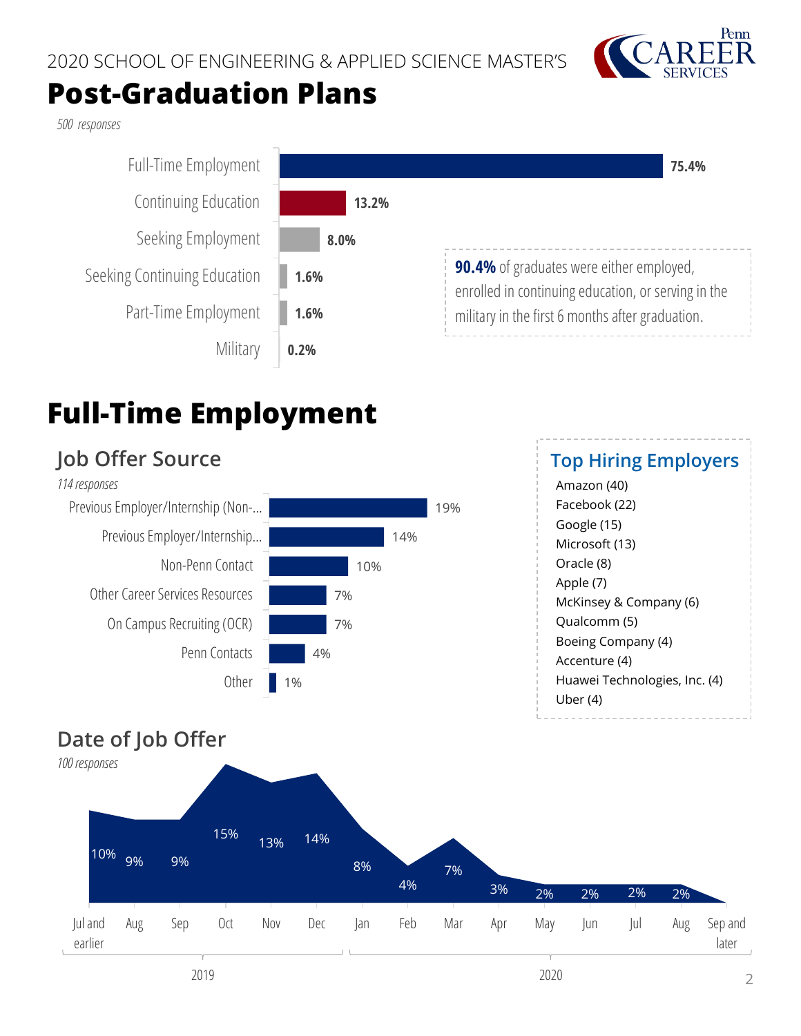2020 SCHOOL OF ENGINEERING & APPLIED SCIENCE MASTER'S

# Post-Graduation Plans

*500 responses*

| Plan | Percentage |
|---|---|
| Full-Time Employment | 75.4% |
| Continuing Education | 13.2% |
| Seeking Employment | 8.0% |
| Seeking Continuing Education | 1.6% |
| Part-Time Employment | 1.6% |
| Military | 0.2% |

**90.4%** of graduates were either employed, enrolled in continuing education, or serving in the military in the first 6 months after graduation.

# Full-Time Employment

## Job Offer Source

*114 responses*

| Source | Percentage |
|---|---|
| Previous Employer/Internship (Non-... | 19% |
| Previous Employer/Internship... | 14% |
| Non-Penn Contact | 10% |
| Other Career Services Resources | 7% |
| On Campus Recruiting (OCR) | 7% |
| Penn Contacts | 4% |
| Other | 1% |

## Top Hiring Employers

- Amazon (40)
- Facebook (22)
- Google (15)
- Microsoft (13)
- Oracle (8)
- Apple (7)
- McKinsey & Company (6)
- Qualcomm (5)
- Boeing Company (4)
- Accenture (4)
- Huawei Technologies, Inc. (4)
- Uber (4)

## Date of Job Offer

*100 responses*

| Year | Month | Percentage |
|---|---|---|
| 2019 | Jul and earlier | 10% |
| 2019 | Aug | 9% |
| 2019 | Sep | 9% |
| 2019 | Oct | 15% |
| 2019 | Nov | 13% |
| 2019 | Dec | 14% |
| 2020 | Jan | 8% |
| 2020 | Feb | 4% |
| 2020 | Mar | 7% |
| 2020 | Apr | 3% |
| 2020 | May | 2% |
| 2020 | Jun | 2% |
| 2020 | Jul | 2% |
| 2020 | Aug | 2% |
| 2020 | Sep and later | |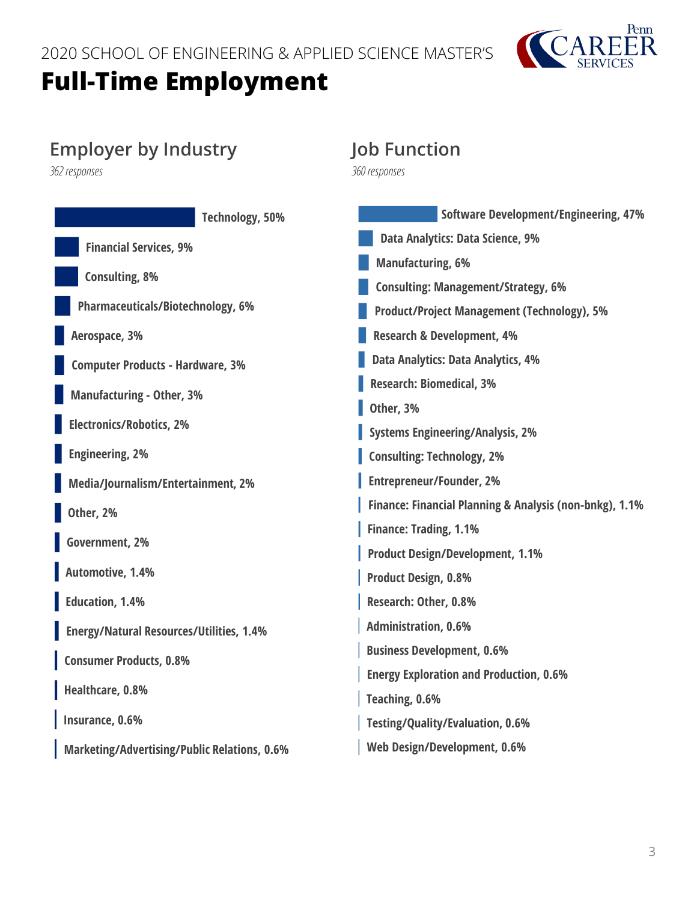2020 SCHOOL OF ENGINEERING & APPLIED SCIENCE MASTER'S

# Full-Time Employment

## Employer by Industry

*362 responses*

- Technology, 50%
- Financial Services, 9%
- Consulting, 8%
- Pharmaceuticals/Biotechnology, 6%
- Aerospace, 3%
- Computer Products - Hardware, 3%
- Manufacturing - Other, 3%
- Electronics/Robotics, 2%
- Engineering, 2%
- Media/Journalism/Entertainment, 2%
- Other, 2%
- Government, 2%
- Automotive, 1.4%
- Education, 1.4%
- Energy/Natural Resources/Utilities, 1.4%
- Consumer Products, 0.8%
- Healthcare, 0.8%
- Insurance, 0.6%
- Marketing/Advertising/Public Relations, 0.6%

## Job Function

*360 responses*

- Software Development/Engineering, 47%
- Data Analytics: Data Science, 9%
- Manufacturing, 6%
- Consulting: Management/Strategy, 6%
- Product/Project Management (Technology), 5%
- Research & Development, 4%
- Data Analytics: Data Analytics, 4%
- Research: Biomedical, 3%
- Other, 3%
- Systems Engineering/Analysis, 2%
- Consulting: Technology, 2%
- Entrepreneur/Founder, 2%
- Finance: Financial Planning & Analysis (non-bnkg), 1.1%
- Finance: Trading, 1.1%
- Product Design/Development, 1.1%
- Product Design, 0.8%
- Research: Other, 0.8%
- Administration, 0.6%
- Business Development, 0.6%
- Energy Exploration and Production, 0.6%
- Teaching, 0.6%
- Testing/Quality/Evaluation, 0.6%
- Web Design/Development, 0.6%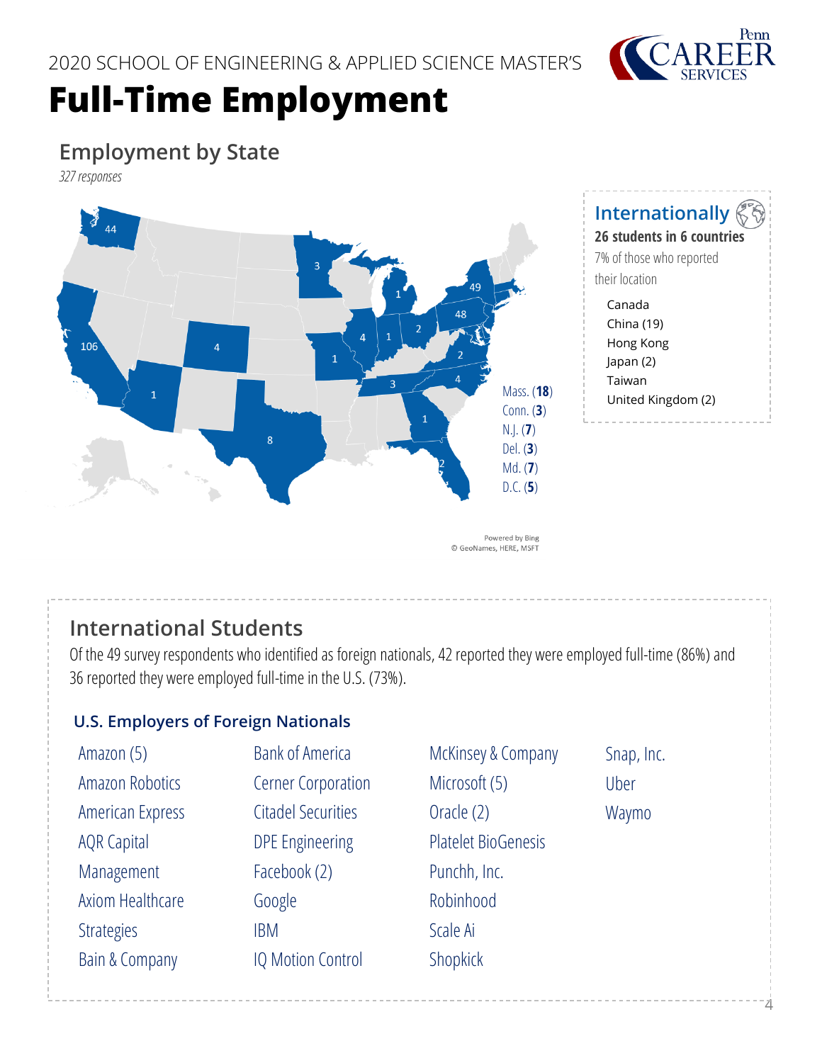2020 SCHOOL OF ENGINEERING & APPLIED SCIENCE MASTER'S

# Full-Time Employment

## Employment by State

*327 responses*

Mass. (**18**)
Conn. (**3**)
N.J. (**7**)
Del. (**3**)
Md. (**7**)
D.C. (**5**)

Powered by Bing
© GeoNames, HERE, MSFT

### Internationally

**26 students in 6 countries**

7% of those who reported their location

- Canada
- China (19)
- Hong Kong
- Japan (2)
- Taiwan
- United Kingdom (2)

## International Students

Of the 49 survey respondents who identified as foreign nationals, 42 reported they were employed full-time (86%) and 36 reported they were employed full-time in the U.S. (73%).

### U.S. Employers of Foreign Nationals

- Amazon (5)
- Amazon Robotics
- American Express
- AQR Capital Management
- Axiom Healthcare Strategies
- Bain & Company
- Bank of America
- Cerner Corporation
- Citadel Securities
- DPE Engineering
- Facebook (2)
- Google
- IBM
- IQ Motion Control
- McKinsey & Company
- Microsoft (5)
- Oracle (2)
- Platelet BioGenesis
- Punchh, Inc.
- Robinhood
- Scale Ai
- Shopkick
- Snap, Inc.
- Uber
- Waymo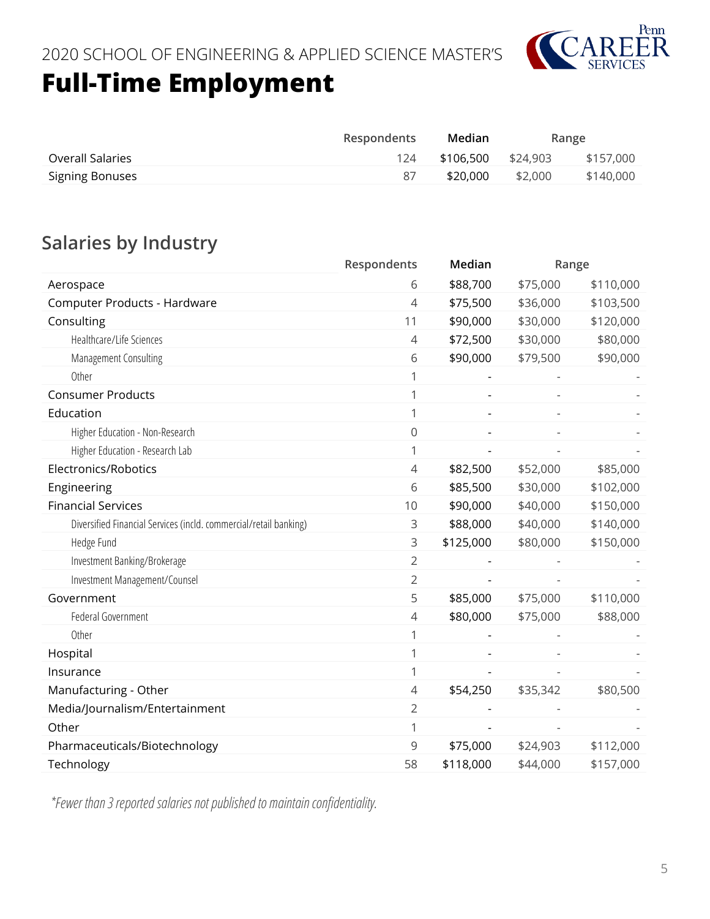2020 SCHOOL OF ENGINEERING & APPLIED SCIENCE MASTER'S

# Full-Time Employment

| | Respondents | Median | Range | |
|---|---|---|---|---|
| Overall Salaries | 124 | $106,500 | $24,903 | $157,000 |
| Signing Bonuses | 87 | $20,000 | $2,000 | $140,000 |

## Salaries by Industry

| | Respondents | Median | Range | |
|---|---|---|---|---|
| Aerospace | 6 | $88,700 | $75,000 | $110,000 |
| Computer Products - Hardware | 4 | $75,500 | $36,000 | $103,500 |
| Consulting | 11 | $90,000 | $30,000 | $120,000 |
| Healthcare/Life Sciences | 4 | $72,500 | $30,000 | $80,000 |
| Management Consulting | 6 | $90,000 | $79,500 | $90,000 |
| Other | 1 | - | - | - |
| Consumer Products | 1 | - | - | - |
| Education | 1 | - | - | - |
| Higher Education - Non-Research | 0 | - | - | - |
| Higher Education - Research Lab | 1 | - | - | - |
| Electronics/Robotics | 4 | $82,500 | $52,000 | $85,000 |
| Engineering | 6 | $85,500 | $30,000 | $102,000 |
| Financial Services | 10 | $90,000 | $40,000 | $150,000 |
| Diversified Financial Services (incld. commercial/retail banking) | 3 | $88,000 | $40,000 | $140,000 |
| Hedge Fund | 3 | $125,000 | $80,000 | $150,000 |
| Investment Banking/Brokerage | 2 | - | - | - |
| Investment Management/Counsel | 2 | - | - | - |
| Government | 5 | $85,000 | $75,000 | $110,000 |
| Federal Government | 4 | $80,000 | $75,000 | $88,000 |
| Other | 1 | - | - | - |
| Hospital | 1 | - | - | - |
| Insurance | 1 | - | - | - |
| Manufacturing - Other | 4 | $54,250 | $35,342 | $80,500 |
| Media/Journalism/Entertainment | 2 | - | - | - |
| Other | 1 | - | - | - |
| Pharmaceuticals/Biotechnology | 9 | $75,000 | $24,903 | $112,000 |
| Technology | 58 | $118,000 | $44,000 | $157,000 |

*\*Fewer than 3 reported salaries not published to maintain confidentiality.*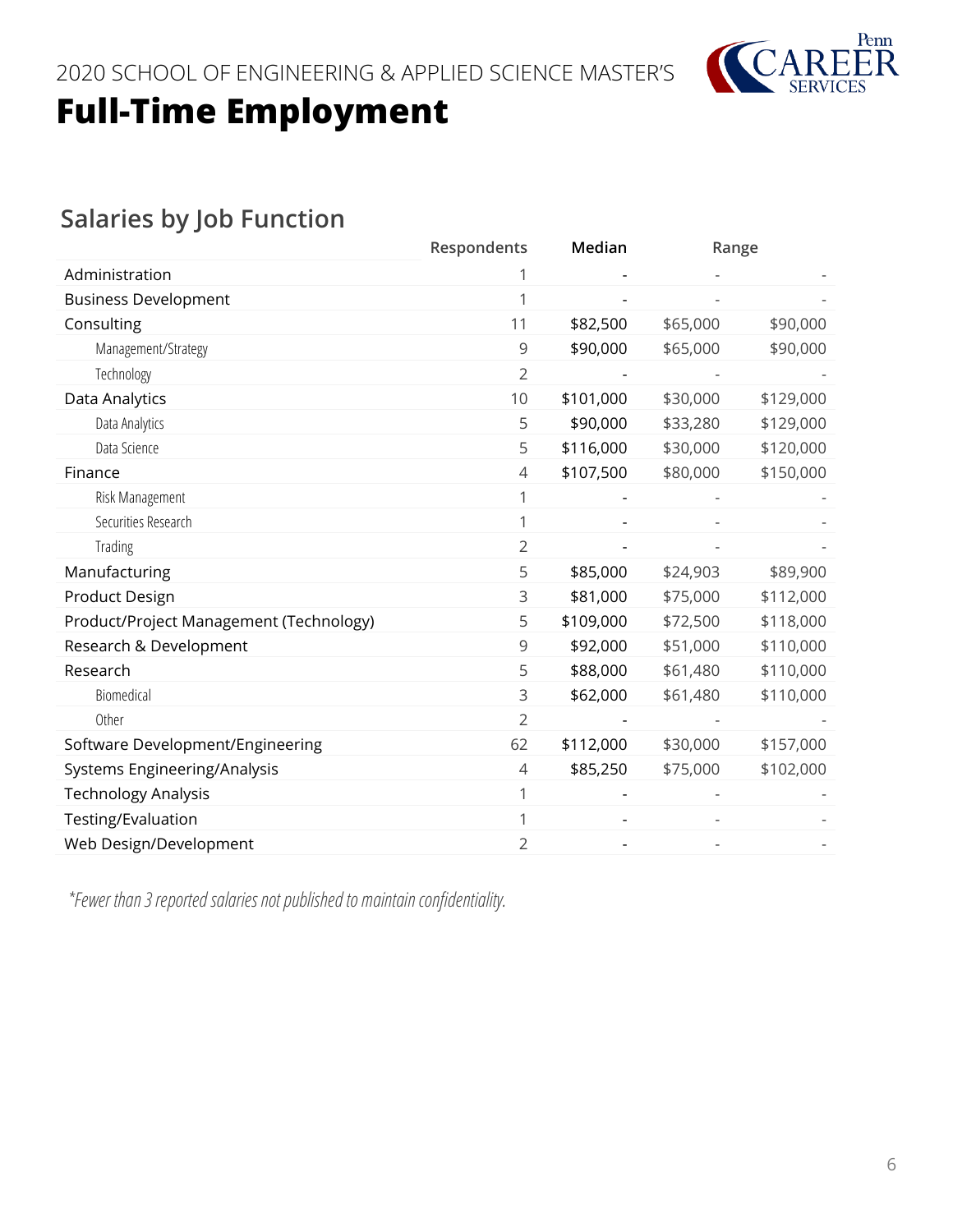2020 SCHOOL OF ENGINEERING & APPLIED SCIENCE MASTER'S

# Full-Time Employment

## Salaries by Job Function

| | Respondents | Median | Range | |
|---|---|---|---|---|
| Administration | 1 | - | - | - |
| Business Development | 1 | - | - | - |
| Consulting | 11 | $82,500 | $65,000 | $90,000 |
| Management/Strategy | 9 | $90,000 | $65,000 | $90,000 |
| Technology | 2 | - | - | - |
| Data Analytics | 10 | $101,000 | $30,000 | $129,000 |
| Data Analytics | 5 | $90,000 | $33,280 | $129,000 |
| Data Science | 5 | $116,000 | $30,000 | $120,000 |
| Finance | 4 | $107,500 | $80,000 | $150,000 |
| Risk Management | 1 | - | - | - |
| Securities Research | 1 | - | - | - |
| Trading | 2 | - | - | - |
| Manufacturing | 5 | $85,000 | $24,903 | $89,900 |
| Product Design | 3 | $81,000 | $75,000 | $112,000 |
| Product/Project Management (Technology) | 5 | $109,000 | $72,500 | $118,000 |
| Research & Development | 9 | $92,000 | $51,000 | $110,000 |
| Research | 5 | $88,000 | $61,480 | $110,000 |
| Biomedical | 3 | $62,000 | $61,480 | $110,000 |
| Other | 2 | - | - | - |
| Software Development/Engineering | 62 | $112,000 | $30,000 | $157,000 |
| Systems Engineering/Analysis | 4 | $85,250 | $75,000 | $102,000 |
| Technology Analysis | 1 | - | - | - |
| Testing/Evaluation | 1 | - | - | - |
| Web Design/Development | 2 | - | - | - |

*\*Fewer than 3 reported salaries not published to maintain confidentiality.*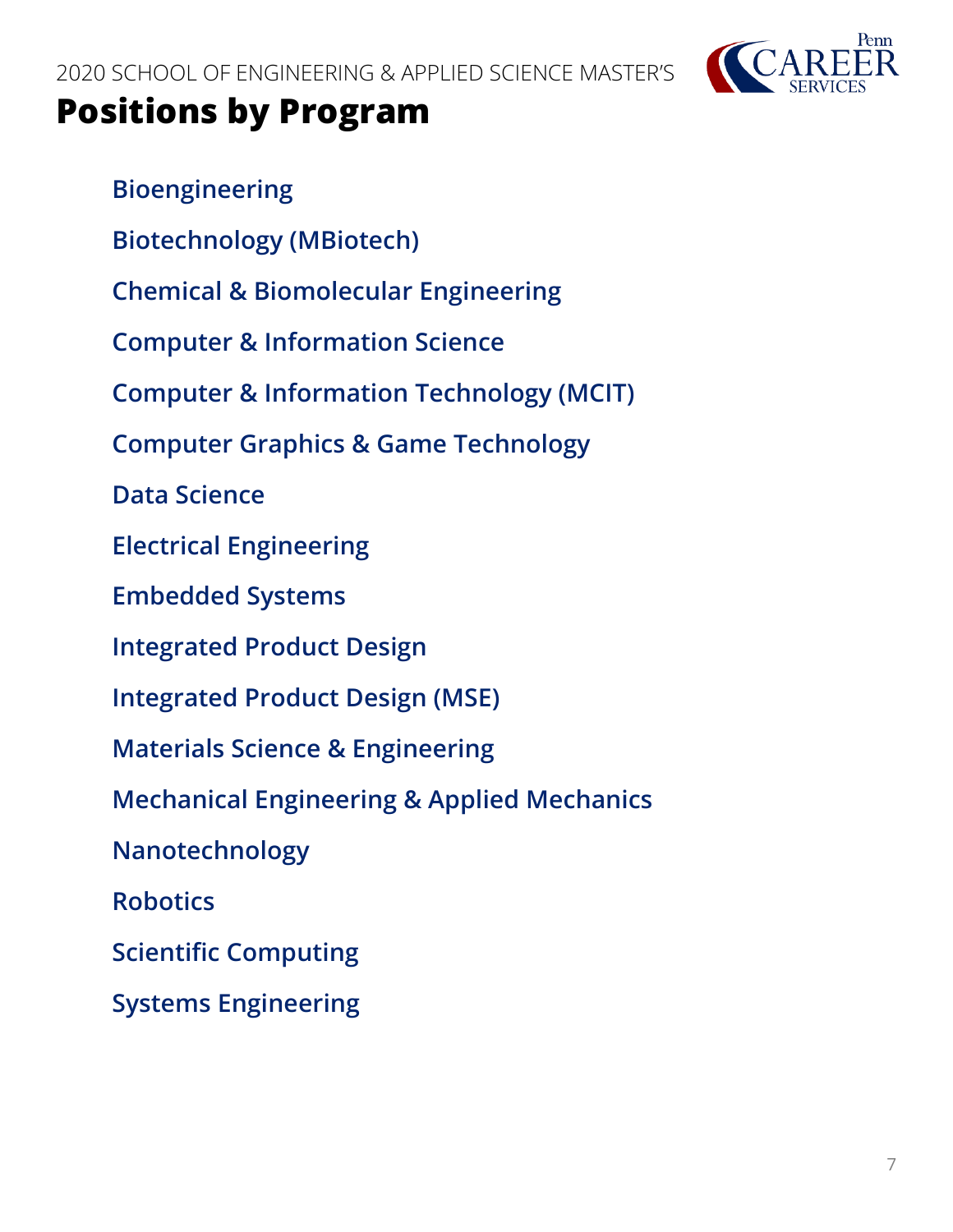2020 SCHOOL OF ENGINEERING & APPLIED SCIENCE MASTER'S

# Positions by Program

- Bioengineering
- Biotechnology (MBiotech)
- Chemical & Biomolecular Engineering
- Computer & Information Science
- Computer & Information Technology (MCIT)
- Computer Graphics & Game Technology
- Data Science
- Electrical Engineering
- Embedded Systems
- Integrated Product Design
- Integrated Product Design (MSE)
- Materials Science & Engineering
- Mechanical Engineering & Applied Mechanics
- Nanotechnology
- Robotics
- Scientific Computing
- Systems Engineering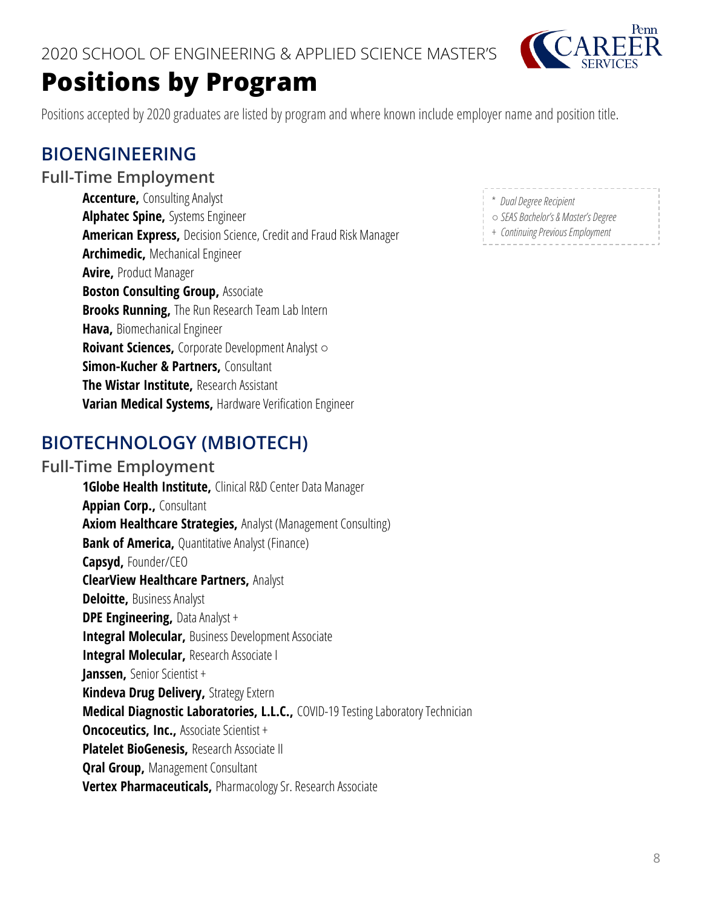2020 SCHOOL OF ENGINEERING & APPLIED SCIENCE MASTER'S

# Positions by Program

Positions accepted by 2020 graduates are listed by program and where known include employer name and position title.

*\* Dual Degree Recipient*
*○ SEAS Bachelor's & Master's Degree*
*+ Continuing Previous Employment*

## BIOENGINEERING

### Full-Time Employment

**Accenture,** Consulting Analyst
**Alphatec Spine,** Systems Engineer
**American Express,** Decision Science, Credit and Fraud Risk Manager
**Archimedic,** Mechanical Engineer
**Avire,** Product Manager
**Boston Consulting Group,** Associate
**Brooks Running,** The Run Research Team Lab Intern
**Hava,** Biomechanical Engineer
**Roivant Sciences,** Corporate Development Analyst ○
**Simon-Kucher & Partners,** Consultant
**The Wistar Institute,** Research Assistant
**Varian Medical Systems,** Hardware Verification Engineer

## BIOTECHNOLOGY (MBIOTECH)

### Full-Time Employment

**1Globe Health Institute,** Clinical R&D Center Data Manager
**Appian Corp.,** Consultant
**Axiom Healthcare Strategies,** Analyst (Management Consulting)
**Bank of America,** Quantitative Analyst (Finance)
**Capsyd,** Founder/CEO
**ClearView Healthcare Partners,** Analyst
**Deloitte,** Business Analyst
**DPE Engineering,** Data Analyst +
**Integral Molecular,** Business Development Associate
**Integral Molecular,** Research Associate I
**Janssen,** Senior Scientist +
**Kindeva Drug Delivery,** Strategy Extern
**Medical Diagnostic Laboratories, L.L.C.,** COVID-19 Testing Laboratory Technician
**Oncoceutics, Inc.,** Associate Scientist +
**Platelet BioGenesis,** Research Associate II
**Qral Group,** Management Consultant
**Vertex Pharmaceuticals,** Pharmacology Sr. Research Associate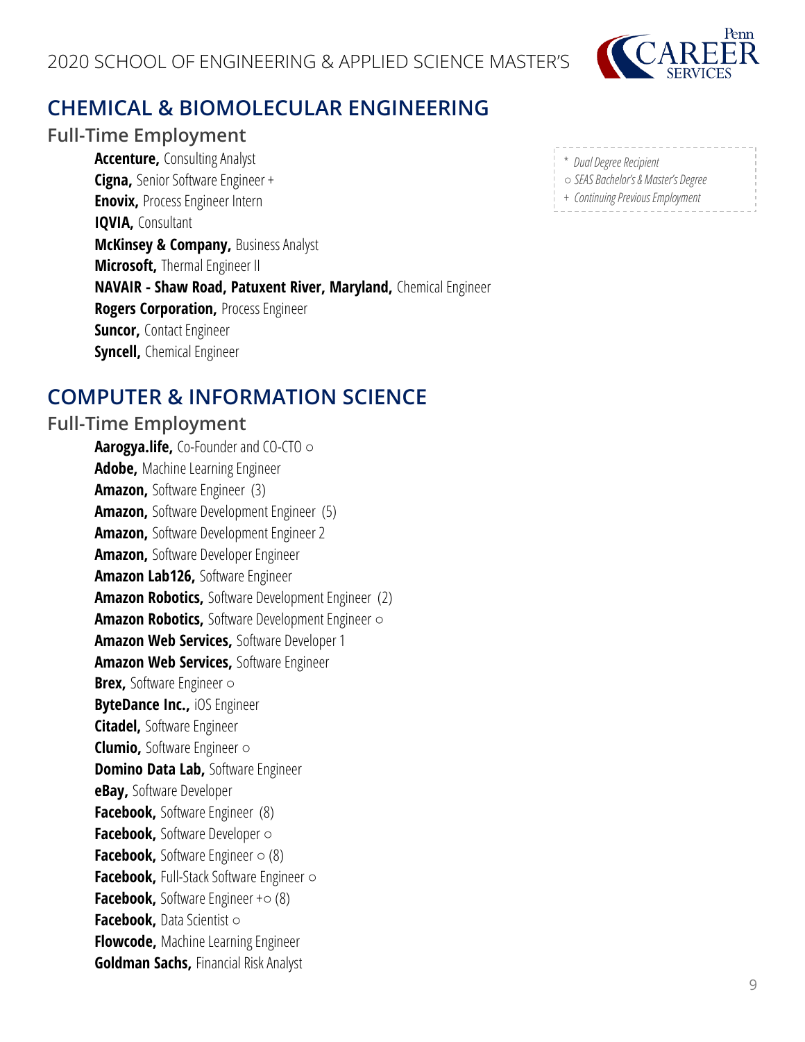## CHEMICAL & BIOMOLECULAR ENGINEERING

### Full-Time Employment

**Accenture,** Consulting Analyst
**Cigna,** Senior Software Engineer +
**Enovix,** Process Engineer Intern
**IQVIA,** Consultant
**McKinsey & Company,** Business Analyst
**Microsoft,** Thermal Engineer II
**NAVAIR - Shaw Road, Patuxent River, Maryland,** Chemical Engineer
**Rogers Corporation,** Process Engineer
**Suncor,** Contact Engineer
**Syncell,** Chemical Engineer

*\* Dual Degree Recipient*
*○ SEAS Bachelor's & Master's Degree*
*+ Continuing Previous Employment*

## COMPUTER & INFORMATION SCIENCE

### Full-Time Employment

**Aarogya.life,** Co-Founder and CO-CTO ○
**Adobe,** Machine Learning Engineer
**Amazon,** Software Engineer (3)
**Amazon,** Software Development Engineer (5)
**Amazon,** Software Development Engineer 2
**Amazon,** Software Developer Engineer
**Amazon Lab126,** Software Engineer
**Amazon Robotics,** Software Development Engineer (2)
**Amazon Robotics,** Software Development Engineer ○
**Amazon Web Services,** Software Developer 1
**Amazon Web Services,** Software Engineer
**Brex,** Software Engineer ○
**ByteDance Inc.,** iOS Engineer
**Citadel,** Software Engineer
**Clumio,** Software Engineer ○
**Domino Data Lab,** Software Engineer
**eBay,** Software Developer
**Facebook,** Software Engineer (8)
**Facebook,** Software Developer ○
**Facebook,** Software Engineer ○ (8)
**Facebook,** Full-Stack Software Engineer ○
**Facebook,** Software Engineer +○ (8)
**Facebook,** Data Scientist ○
**Flowcode,** Machine Learning Engineer
**Goldman Sachs,** Financial Risk Analyst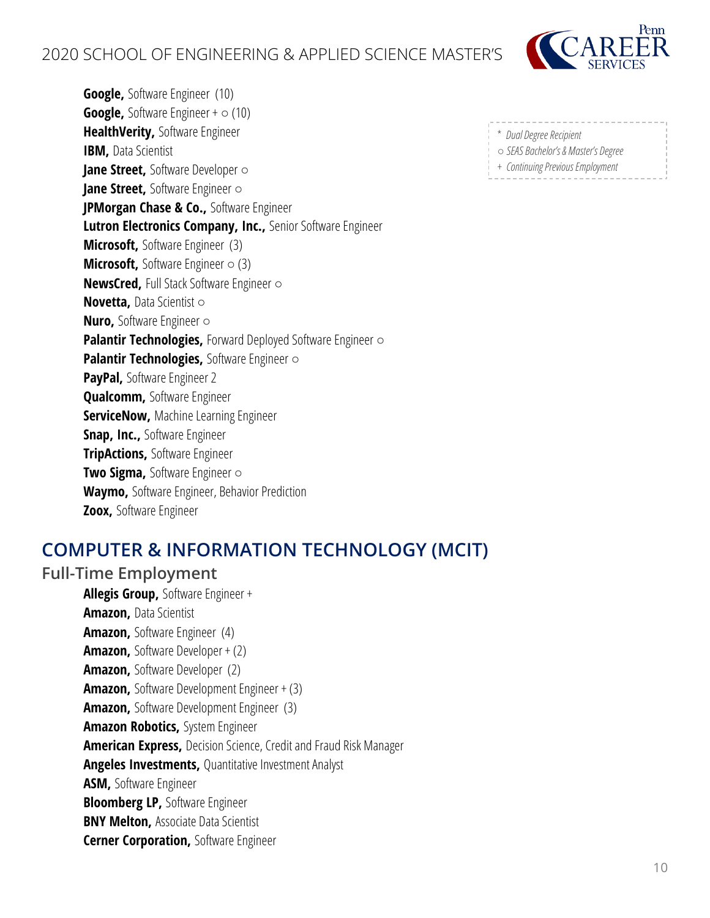**Google,** Software Engineer (10)
**Google,** Software Engineer + ○ (10)
**HealthVerity,** Software Engineer
**IBM,** Data Scientist
**Jane Street,** Software Developer ○
**Jane Street,** Software Engineer ○
**JPMorgan Chase & Co.,** Software Engineer
**Lutron Electronics Company, Inc.,** Senior Software Engineer
**Microsoft,** Software Engineer (3)
**Microsoft,** Software Engineer ○ (3)
**NewsCred,** Full Stack Software Engineer ○
**Novetta,** Data Scientist ○
**Nuro,** Software Engineer ○
**Palantir Technologies,** Forward Deployed Software Engineer ○
**Palantir Technologies,** Software Engineer ○
**PayPal,** Software Engineer 2
**Qualcomm,** Software Engineer
**ServiceNow,** Machine Learning Engineer
**Snap, Inc.,** Software Engineer
**TripActions,** Software Engineer
**Two Sigma,** Software Engineer ○
**Waymo,** Software Engineer, Behavior Prediction
**Zoox,** Software Engineer

*\* Dual Degree Recipient*
*○ SEAS Bachelor's & Master's Degree*
*+ Continuing Previous Employment*

## COMPUTER & INFORMATION TECHNOLOGY (MCIT)

### Full-Time Employment

**Allegis Group,** Software Engineer +
**Amazon,** Data Scientist
**Amazon,** Software Engineer (4)
**Amazon,** Software Developer + (2)
**Amazon,** Software Developer (2)
**Amazon,** Software Development Engineer + (3)
**Amazon,** Software Development Engineer (3)
**Amazon Robotics,** System Engineer
**American Express,** Decision Science, Credit and Fraud Risk Manager
**Angeles Investments,** Quantitative Investment Analyst
**ASM,** Software Engineer
**Bloomberg LP,** Software Engineer
**BNY Melton,** Associate Data Scientist
**Cerner Corporation,** Software Engineer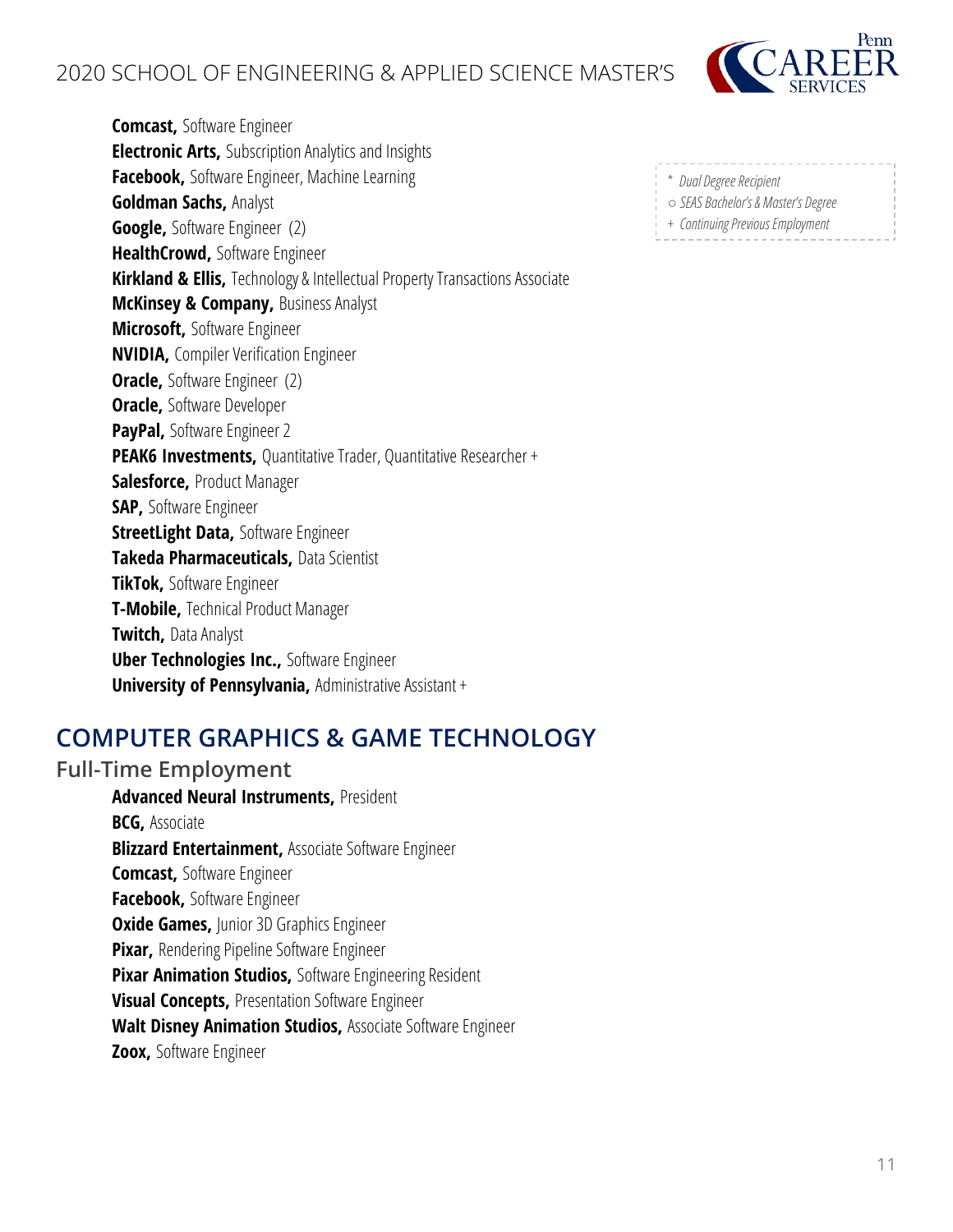**Comcast,** Software Engineer
**Electronic Arts,** Subscription Analytics and Insights
**Facebook,** Software Engineer, Machine Learning
**Goldman Sachs,** Analyst
**Google,** Software Engineer (2)
**HealthCrowd,** Software Engineer
**Kirkland & Ellis,** Technology & Intellectual Property Transactions Associate
**McKinsey & Company,** Business Analyst
**Microsoft,** Software Engineer
**NVIDIA,** Compiler Verification Engineer
**Oracle,** Software Engineer (2)
**Oracle,** Software Developer
**PayPal,** Software Engineer 2
**PEAK6 Investments,** Quantitative Trader, Quantitative Researcher +
**Salesforce,** Product Manager
**SAP,** Software Engineer
**StreetLight Data,** Software Engineer
**Takeda Pharmaceuticals,** Data Scientist
**TikTok,** Software Engineer
**T-Mobile,** Technical Product Manager
**Twitch,** Data Analyst
**Uber Technologies Inc.,** Software Engineer
**University of Pennsylvania,** Administrative Assistant +

*\* Dual Degree Recipient*
*○ SEAS Bachelor's & Master's Degree*
*+ Continuing Previous Employment*

## COMPUTER GRAPHICS & GAME TECHNOLOGY

### Full-Time Employment

**Advanced Neural Instruments,** President
**BCG,** Associate
**Blizzard Entertainment,** Associate Software Engineer
**Comcast,** Software Engineer
**Facebook,** Software Engineer
**Oxide Games,** Junior 3D Graphics Engineer
**Pixar,** Rendering Pipeline Software Engineer
**Pixar Animation Studios,** Software Engineering Resident
**Visual Concepts,** Presentation Software Engineer
**Walt Disney Animation Studios,** Associate Software Engineer
**Zoox,** Software Engineer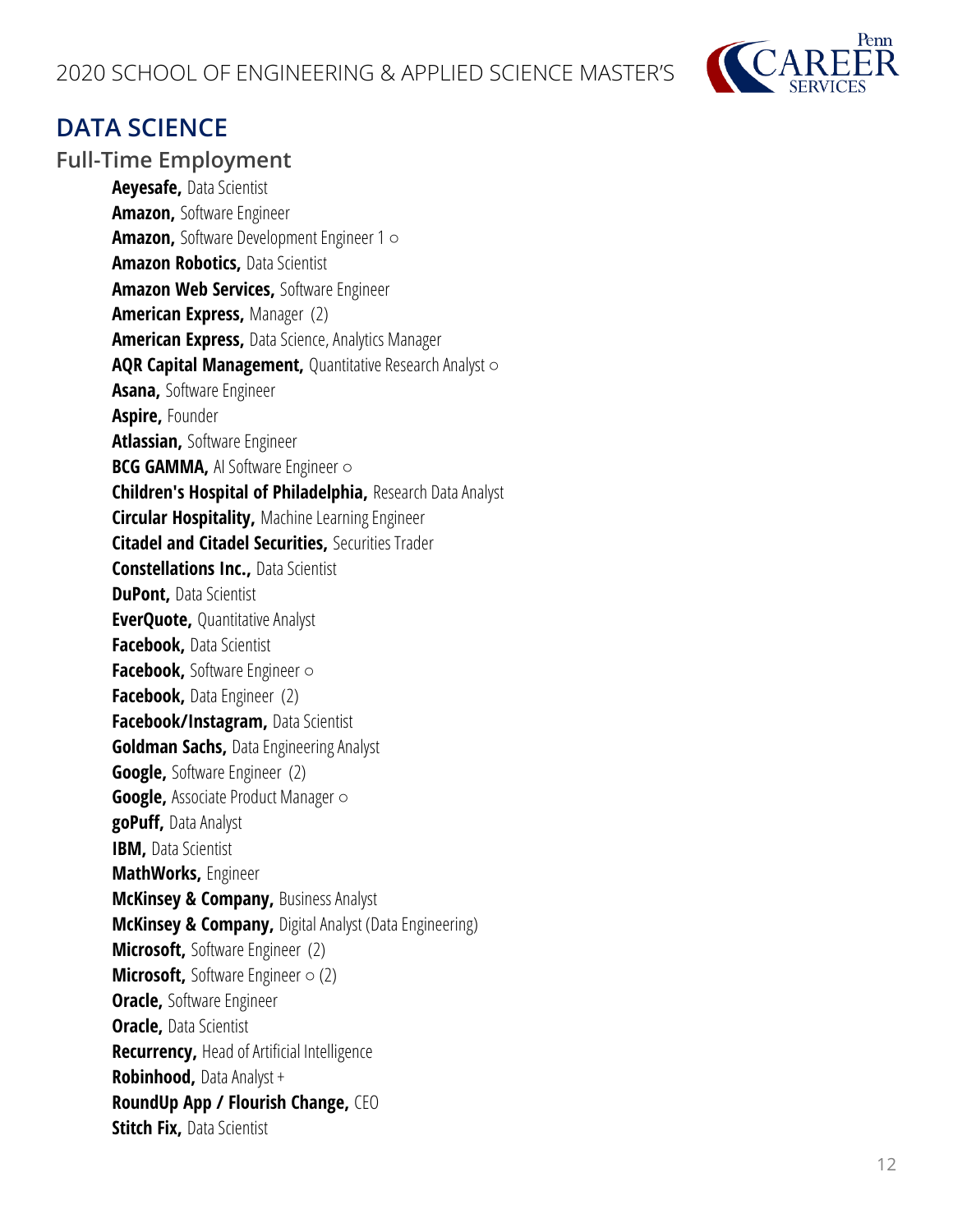## DATA SCIENCE

### Full-Time Employment

**Aeyesafe,** Data Scientist
**Amazon,** Software Engineer
**Amazon,** Software Development Engineer 1 ○
**Amazon Robotics,** Data Scientist
**Amazon Web Services,** Software Engineer
**American Express,** Manager (2)
**American Express,** Data Science, Analytics Manager
**AQR Capital Management,** Quantitative Research Analyst ○
**Asana,** Software Engineer
**Aspire,** Founder
**Atlassian,** Software Engineer
**BCG GAMMA,** AI Software Engineer ○
**Children's Hospital of Philadelphia,** Research Data Analyst
**Circular Hospitality,** Machine Learning Engineer
**Citadel and Citadel Securities,** Securities Trader
**Constellations Inc.,** Data Scientist
**DuPont,** Data Scientist
**EverQuote,** Quantitative Analyst
**Facebook,** Data Scientist
**Facebook,** Software Engineer ○
**Facebook,** Data Engineer (2)
**Facebook/Instagram,** Data Scientist
**Goldman Sachs,** Data Engineering Analyst
**Google,** Software Engineer (2)
**Google,** Associate Product Manager ○
**goPuff,** Data Analyst
**IBM,** Data Scientist
**MathWorks,** Engineer
**McKinsey & Company,** Business Analyst
**McKinsey & Company,** Digital Analyst (Data Engineering)
**Microsoft,** Software Engineer (2)
**Microsoft,** Software Engineer ○ (2)
**Oracle,** Software Engineer
**Oracle,** Data Scientist
**Recurrency,** Head of Artificial Intelligence
**Robinhood,** Data Analyst +
**RoundUp App / Flourish Change,** CEO
**Stitch Fix,** Data Scientist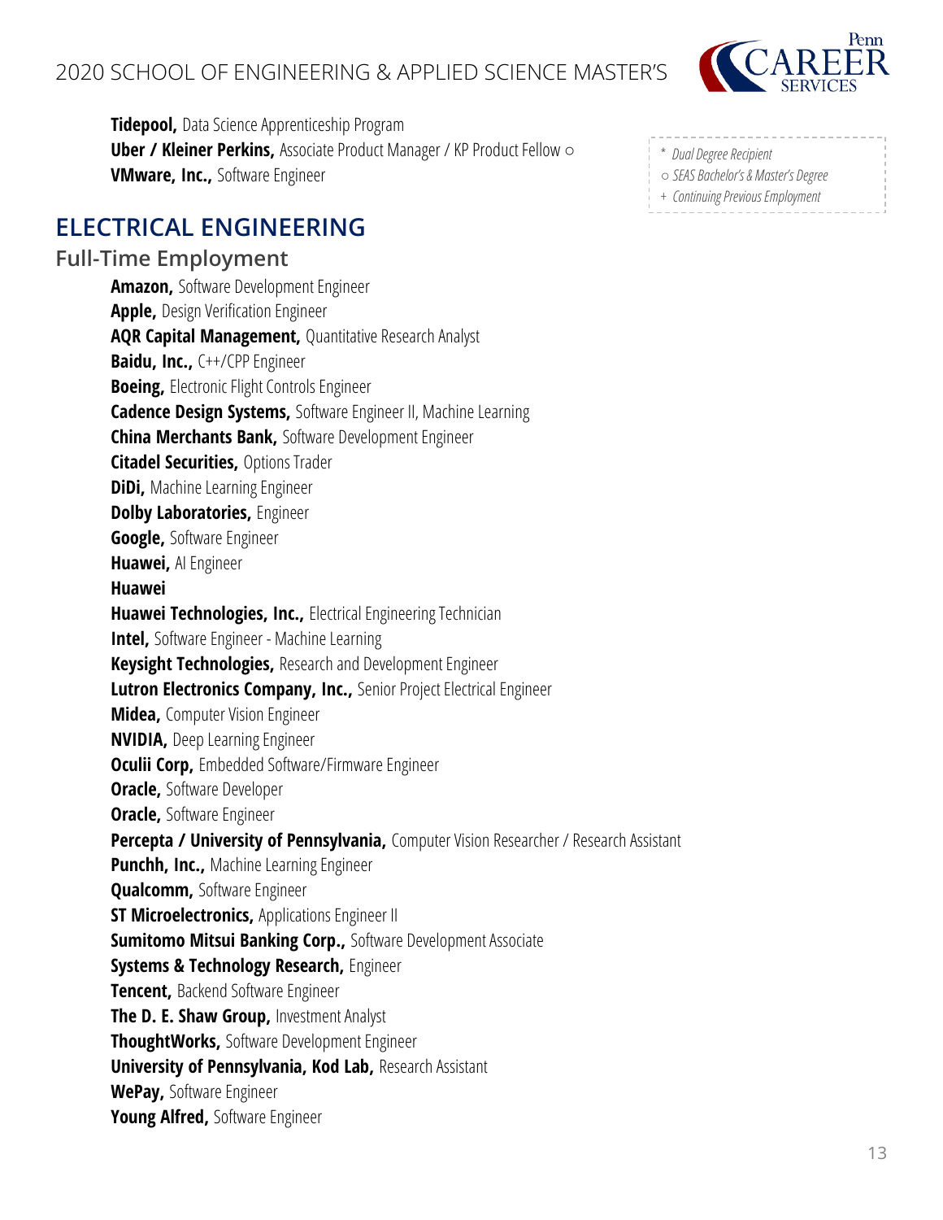**Tidepool,** Data Science Apprenticeship Program
**Uber / Kleiner Perkins,** Associate Product Manager / KP Product Fellow ○
**VMware, Inc.,** Software Engineer

*\* Dual Degree Recipient*
*○ SEAS Bachelor's & Master's Degree*
*+ Continuing Previous Employment*

## ELECTRICAL ENGINEERING

### Full-Time Employment

**Amazon,** Software Development Engineer
**Apple,** Design Verification Engineer
**AQR Capital Management,** Quantitative Research Analyst
**Baidu, Inc.,** C++/CPP Engineer
**Boeing,** Electronic Flight Controls Engineer
**Cadence Design Systems,** Software Engineer II, Machine Learning
**China Merchants Bank,** Software Development Engineer
**Citadel Securities,** Options Trader
**DiDi,** Machine Learning Engineer
**Dolby Laboratories,** Engineer
**Google,** Software Engineer
**Huawei,** AI Engineer
**Huawei**
**Huawei Technologies, Inc.,** Electrical Engineering Technician
**Intel,** Software Engineer - Machine Learning
**Keysight Technologies,** Research and Development Engineer
**Lutron Electronics Company, Inc.,** Senior Project Electrical Engineer
**Midea,** Computer Vision Engineer
**NVIDIA,** Deep Learning Engineer
**Oculii Corp,** Embedded Software/Firmware Engineer
**Oracle,** Software Developer
**Oracle,** Software Engineer
**Percepta / University of Pennsylvania,** Computer Vision Researcher / Research Assistant
**Punchh, Inc.,** Machine Learning Engineer
**Qualcomm,** Software Engineer
**ST Microelectronics,** Applications Engineer II
**Sumitomo Mitsui Banking Corp.,** Software Development Associate
**Systems & Technology Research,** Engineer
**Tencent,** Backend Software Engineer
**The D. E. Shaw Group,** Investment Analyst
**ThoughtWorks,** Software Development Engineer
**University of Pennsylvania, Kod Lab,** Research Assistant
**WePay,** Software Engineer
**Young Alfred,** Software Engineer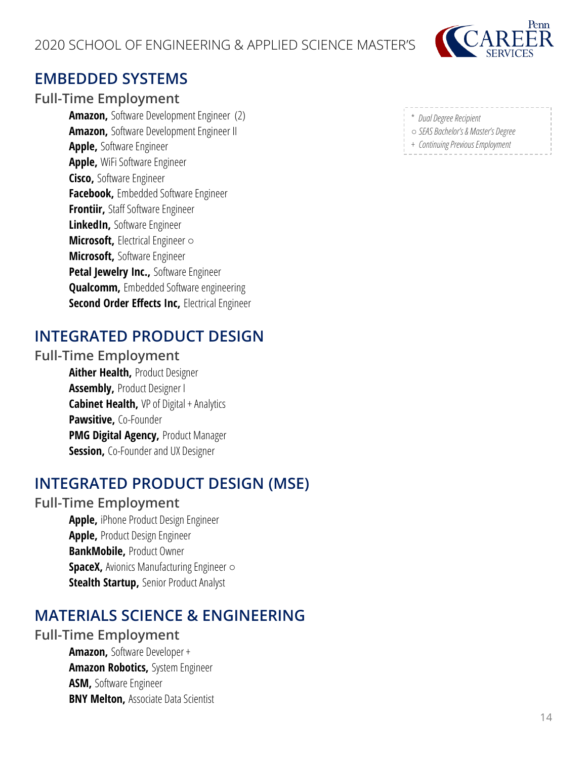## EMBEDDED SYSTEMS

### Full-Time Employment

**Amazon,** Software Development Engineer (2)
**Amazon,** Software Development Engineer II
**Apple,** Software Engineer
**Apple,** WiFi Software Engineer
**Cisco,** Software Engineer
**Facebook,** Embedded Software Engineer
**Frontiir,** Staff Software Engineer
**LinkedIn,** Software Engineer
**Microsoft,** Electrical Engineer ○
**Microsoft,** Software Engineer
**Petal Jewelry Inc.,** Software Engineer
**Qualcomm,** Embedded Software engineering
**Second Order Effects Inc,** Electrical Engineer

*\* Dual Degree Recipient*
*○ SEAS Bachelor's & Master's Degree*
*+ Continuing Previous Employment*

## INTEGRATED PRODUCT DESIGN

### Full-Time Employment

**Aither Health,** Product Designer
**Assembly,** Product Designer I
**Cabinet Health,** VP of Digital + Analytics
**Pawsitive,** Co-Founder
**PMG Digital Agency,** Product Manager
**Session,** Co-Founder and UX Designer

## INTEGRATED PRODUCT DESIGN (MSE)

### Full-Time Employment

**Apple,** iPhone Product Design Engineer
**Apple,** Product Design Engineer
**BankMobile,** Product Owner
**SpaceX,** Avionics Manufacturing Engineer ○
**Stealth Startup,** Senior Product Analyst

## MATERIALS SCIENCE & ENGINEERING

### Full-Time Employment

**Amazon,** Software Developer +
**Amazon Robotics,** System Engineer
**ASM,** Software Engineer
**BNY Melton,** Associate Data Scientist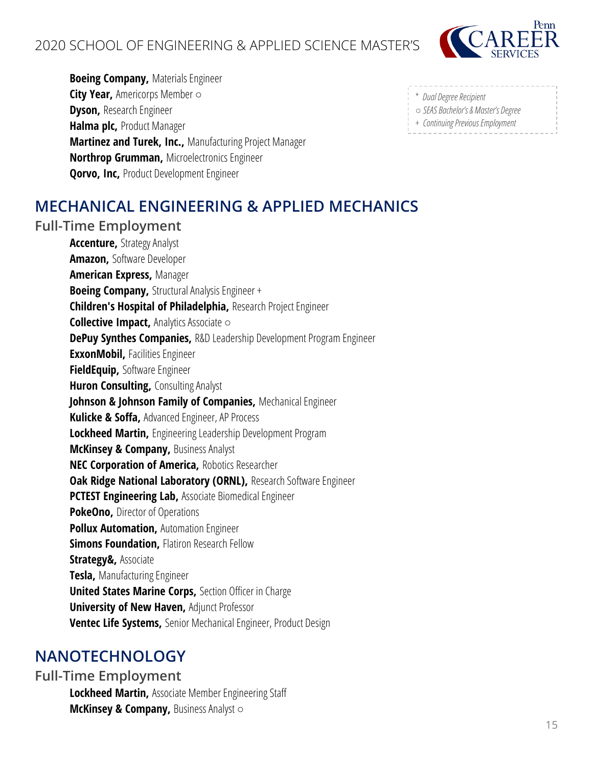**Boeing Company,** Materials Engineer
**City Year,** Americorps Member ○
**Dyson,** Research Engineer
**Halma plc,** Product Manager
**Martinez and Turek, Inc.,** Manufacturing Project Manager
**Northrop Grumman,** Microelectronics Engineer
**Qorvo, Inc,** Product Development Engineer

*\* Dual Degree Recipient*
*○ SEAS Bachelor's & Master's Degree*
*+ Continuing Previous Employment*

## MECHANICAL ENGINEERING & APPLIED MECHANICS

### Full-Time Employment

**Accenture,** Strategy Analyst
**Amazon,** Software Developer
**American Express,** Manager
**Boeing Company,** Structural Analysis Engineer +
**Children's Hospital of Philadelphia,** Research Project Engineer
**Collective Impact,** Analytics Associate ○
**DePuy Synthes Companies,** R&D Leadership Development Program Engineer
**ExxonMobil,** Facilities Engineer
**FieldEquip,** Software Engineer
**Huron Consulting,** Consulting Analyst
**Johnson & Johnson Family of Companies,** Mechanical Engineer
**Kulicke & Soffa,** Advanced Engineer, AP Process
**Lockheed Martin,** Engineering Leadership Development Program
**McKinsey & Company,** Business Analyst
**NEC Corporation of America,** Robotics Researcher
**Oak Ridge National Laboratory (ORNL),** Research Software Engineer
**PCTEST Engineering Lab,** Associate Biomedical Engineer
**PokeOno,** Director of Operations
**Pollux Automation,** Automation Engineer
**Simons Foundation,** Flatiron Research Fellow
**Strategy&,** Associate
**Tesla,** Manufacturing Engineer
**United States Marine Corps,** Section Officer in Charge
**University of New Haven,** Adjunct Professor
**Ventec Life Systems,** Senior Mechanical Engineer, Product Design

## NANOTECHNOLOGY

### Full-Time Employment

**Lockheed Martin,** Associate Member Engineering Staff
**McKinsey & Company,** Business Analyst ○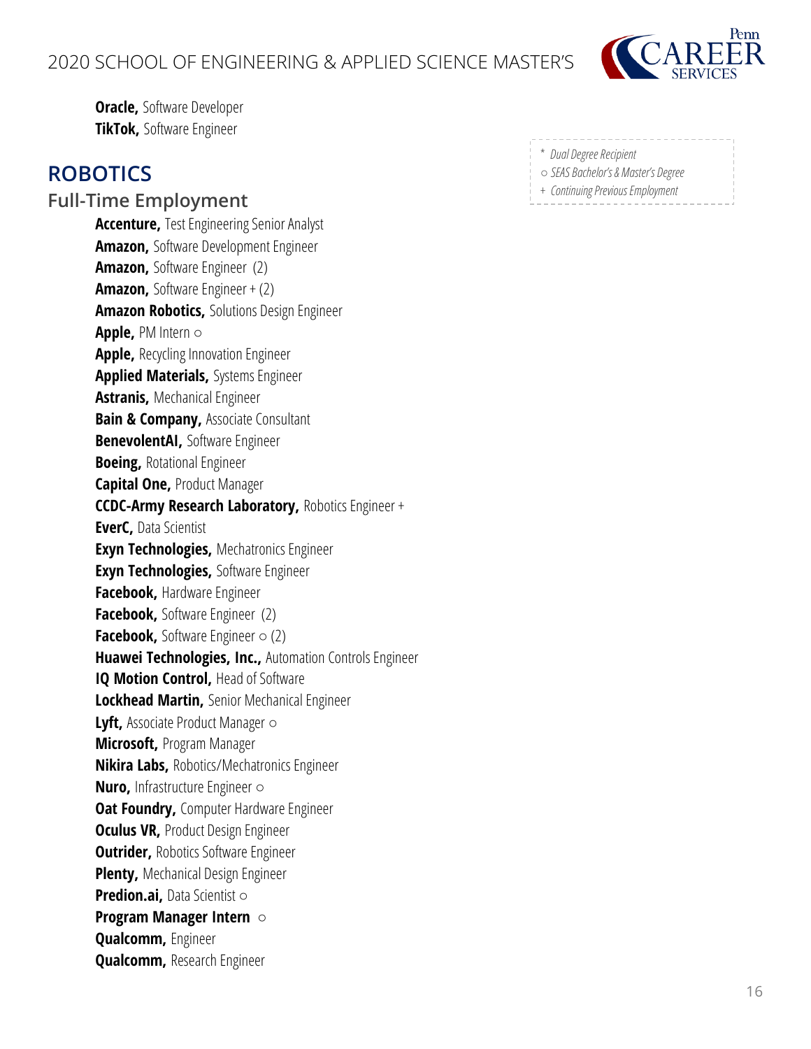**Oracle,** Software Developer
**TikTok,** Software Engineer

## ROBOTICS

### Full-Time Employment

**Accenture,** Test Engineering Senior Analyst
**Amazon,** Software Development Engineer
**Amazon,** Software Engineer (2)
**Amazon,** Software Engineer + (2)
**Amazon Robotics,** Solutions Design Engineer
**Apple,** PM Intern ○
**Apple,** Recycling Innovation Engineer
**Applied Materials,** Systems Engineer
**Astranis,** Mechanical Engineer
**Bain & Company,** Associate Consultant
**BenevolentAI,** Software Engineer
**Boeing,** Rotational Engineer
**Capital One,** Product Manager
**CCDC-Army Research Laboratory,** Robotics Engineer +
**EverC,** Data Scientist
**Exyn Technologies,** Mechatronics Engineer
**Exyn Technologies,** Software Engineer
**Facebook,** Hardware Engineer
**Facebook,** Software Engineer (2)
**Facebook,** Software Engineer ○ (2)
**Huawei Technologies, Inc.,** Automation Controls Engineer
**IQ Motion Control,** Head of Software
**Lockhead Martin,** Senior Mechanical Engineer
**Lyft,** Associate Product Manager ○
**Microsoft,** Program Manager
**Nikira Labs,** Robotics/Mechatronics Engineer
**Nuro,** Infrastructure Engineer ○
**Oat Foundry,** Computer Hardware Engineer
**Oculus VR,** Product Design Engineer
**Outrider,** Robotics Software Engineer
**Plenty,** Mechanical Design Engineer
**Predion.ai,** Data Scientist ○
**Program Manager Intern** ○
**Qualcomm,** Engineer
**Qualcomm,** Research Engineer

*\* Dual Degree Recipient*
*○ SEAS Bachelor's & Master's Degree*
*+ Continuing Previous Employment*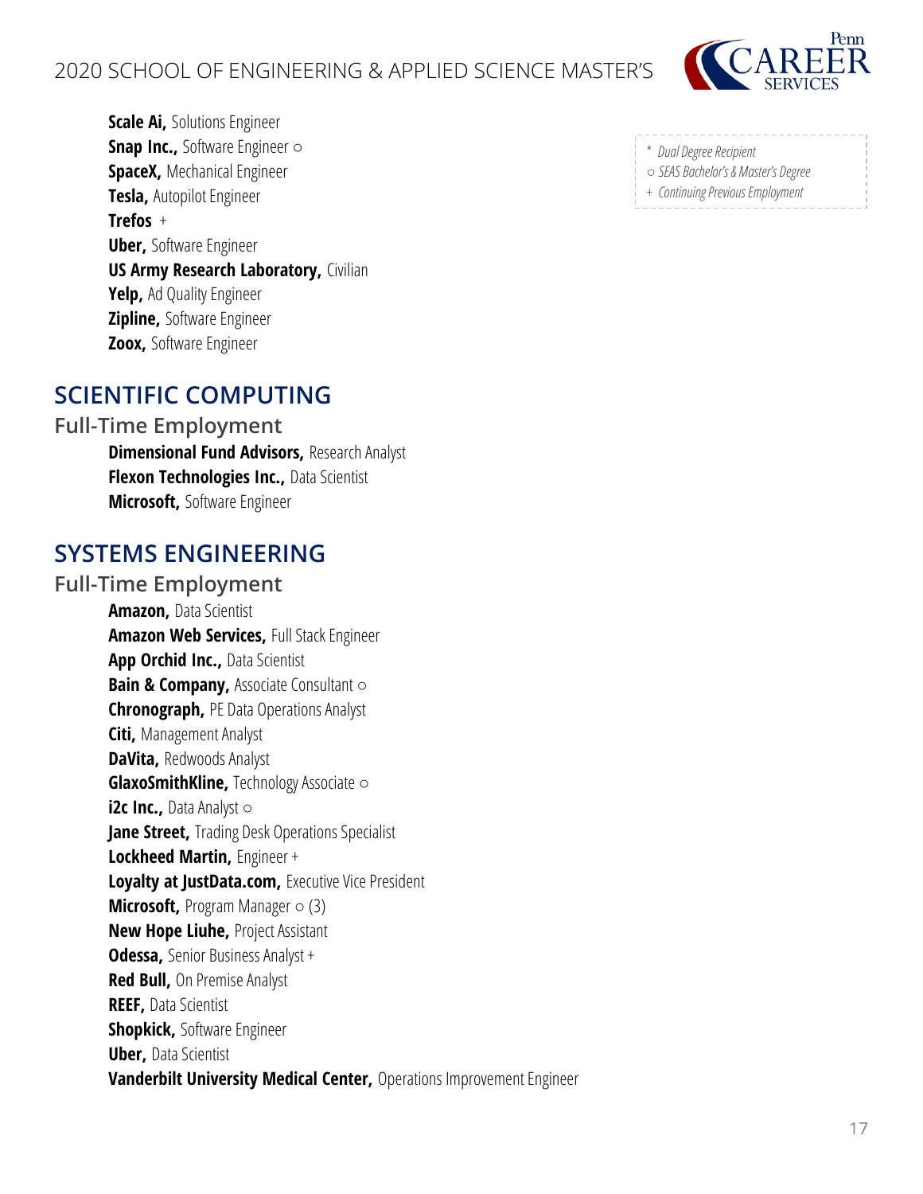**Scale Ai,** Solutions Engineer
**Snap Inc.,** Software Engineer ○
**SpaceX,** Mechanical Engineer
**Tesla,** Autopilot Engineer
**Trefos** +
**Uber,** Software Engineer
**US Army Research Laboratory,** Civilian
**Yelp,** Ad Quality Engineer
**Zipline,** Software Engineer
**Zoox,** Software Engineer

*\* Dual Degree Recipient*
*○ SEAS Bachelor's & Master's Degree*
*+ Continuing Previous Employment*

## SCIENTIFIC COMPUTING

### Full-Time Employment

**Dimensional Fund Advisors,** Research Analyst
**Flexon Technologies Inc.,** Data Scientist
**Microsoft,** Software Engineer

## SYSTEMS ENGINEERING

### Full-Time Employment

**Amazon,** Data Scientist
**Amazon Web Services,** Full Stack Engineer
**App Orchid Inc.,** Data Scientist
**Bain & Company,** Associate Consultant ○
**Chronograph,** PE Data Operations Analyst
**Citi,** Management Analyst
**DaVita,** Redwoods Analyst
**GlaxoSmithKline,** Technology Associate ○
**i2c Inc.,** Data Analyst ○
**Jane Street,** Trading Desk Operations Specialist
**Lockheed Martin,** Engineer +
**Loyalty at JustData.com,** Executive Vice President
**Microsoft,** Program Manager ○ (3)
**New Hope Liuhe,** Project Assistant
**Odessa,** Senior Business Analyst +
**Red Bull,** On Premise Analyst
**REEF,** Data Scientist
**Shopkick,** Software Engineer
**Uber,** Data Scientist
**Vanderbilt University Medical Center,** Operations Improvement Engineer